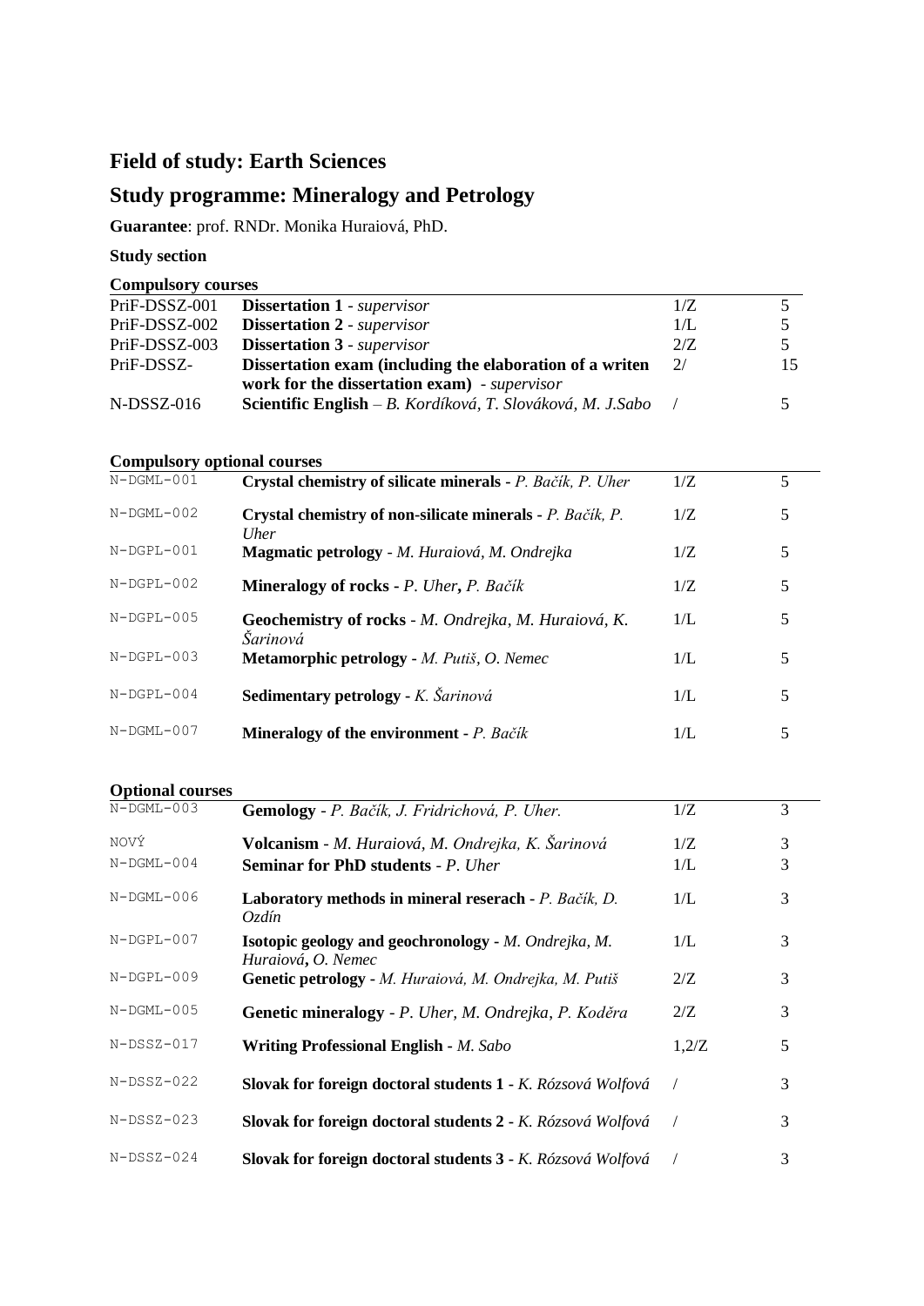## Field of study: Earth Sciences

## Study programme: Mineralogy and Petrology

**Guarantee**: prof. RNDr. Monika Huraiová, PhD.

**Study section**

**Compulsory courses**

| | | | |
|---|---|---|---|
| PriF-DSSZ-001 | **Dissertation 1** - *supervisor* | 1/Z | 5 |
| PriF-DSSZ-002 | **Dissertation 2** - *supervisor* | 1/L | 5 |
| PriF-DSSZ-003 | **Dissertation 3** - *supervisor* | 2/Z | 5 |
| PriF-DSSZ- | **Dissertation exam (including the elaboration of a writen work for the dissertation exam)** - *supervisor* | 2/ | 15 |
| N-DSSZ-016 | **Scientific English** – *B. Kordíková, T. Slováková, M. J.Sabo* | / | 5 |

**Compulsory optional courses**

| | | | |
|---|---|---|---|
| N-DGML-001 | **Crystal chemistry of silicate minerals** - *P. Bačík, P. Uher* | 1/Z | 5 |
| N-DGML-002 | **Crystal chemistry of non-silicate minerals** - *P. Bačík, P. Uher* | 1/Z | 5 |
| N-DGPL-001 | **Magmatic petrology** - *M. Huraiová, M. Ondrejka* | 1/Z | 5 |
| N-DGPL-002 | **Mineralogy of rocks** - *P. Uher*, *P. Bačík* | 1/Z | 5 |
| N-DGPL-005 | **Geochemistry of rocks** - *M. Ondrejka, M. Huraiová, K. Šarinová* | 1/L | 5 |
| N-DGPL-003 | **Metamorphic petrology** - *M. Putiš, O. Nemec* | 1/L | 5 |
| N-DGPL-004 | **Sedimentary petrology** - *K. Šarinová* | 1/L | 5 |
| N-DGML-007 | **Mineralogy of the environment** - *P. Bačík* | 1/L | 5 |

**Optional courses**

| | | | |
|---|---|---|---|
| N-DGML-003 | **Gemology** - *P. Bačík, J. Fridrichová, P. Uher.* | 1/Z | 3 |
| NOVÝ | **Volcanism** - *M. Huraiová, M. Ondrejka, K. Šarinová* | 1/Z | 3 |
| N-DGML-004 | **Seminar for PhD students** - *P. Uher* | 1/L | 3 |
| N-DGML-006 | **Laboratory methods in mineral reserach** - *P. Bačík, D. Ozdín* | 1/L | 3 |
| N-DGPL-007 | **Isotopic geology and geochronology** - *M. Ondrejka, M. Huraiová*, *O. Nemec* | 1/L | 3 |
| N-DGPL-009 | **Genetic petrology** - *M. Huraiová, M. Ondrejka, M. Putiš* | 2/Z | 3 |
| N-DGML-005 | **Genetic mineralogy** - *P. Uher, M. Ondrejka, P. Koděra* | 2/Z | 3 |
| N-DSSZ-017 | **Writing Professional English** - *M. Sabo* | 1,2/Z | 5 |
| N-DSSZ-022 | **Slovak for foreign doctoral students 1** - *K. Rózsová Wolfová* | / | 3 |
| N-DSSZ-023 | **Slovak for foreign doctoral students 2** - *K. Rózsová Wolfová* | / | 3 |
| N-DSSZ-024 | **Slovak for foreign doctoral students 3** - *K. Rózsová Wolfová* | / | 3 |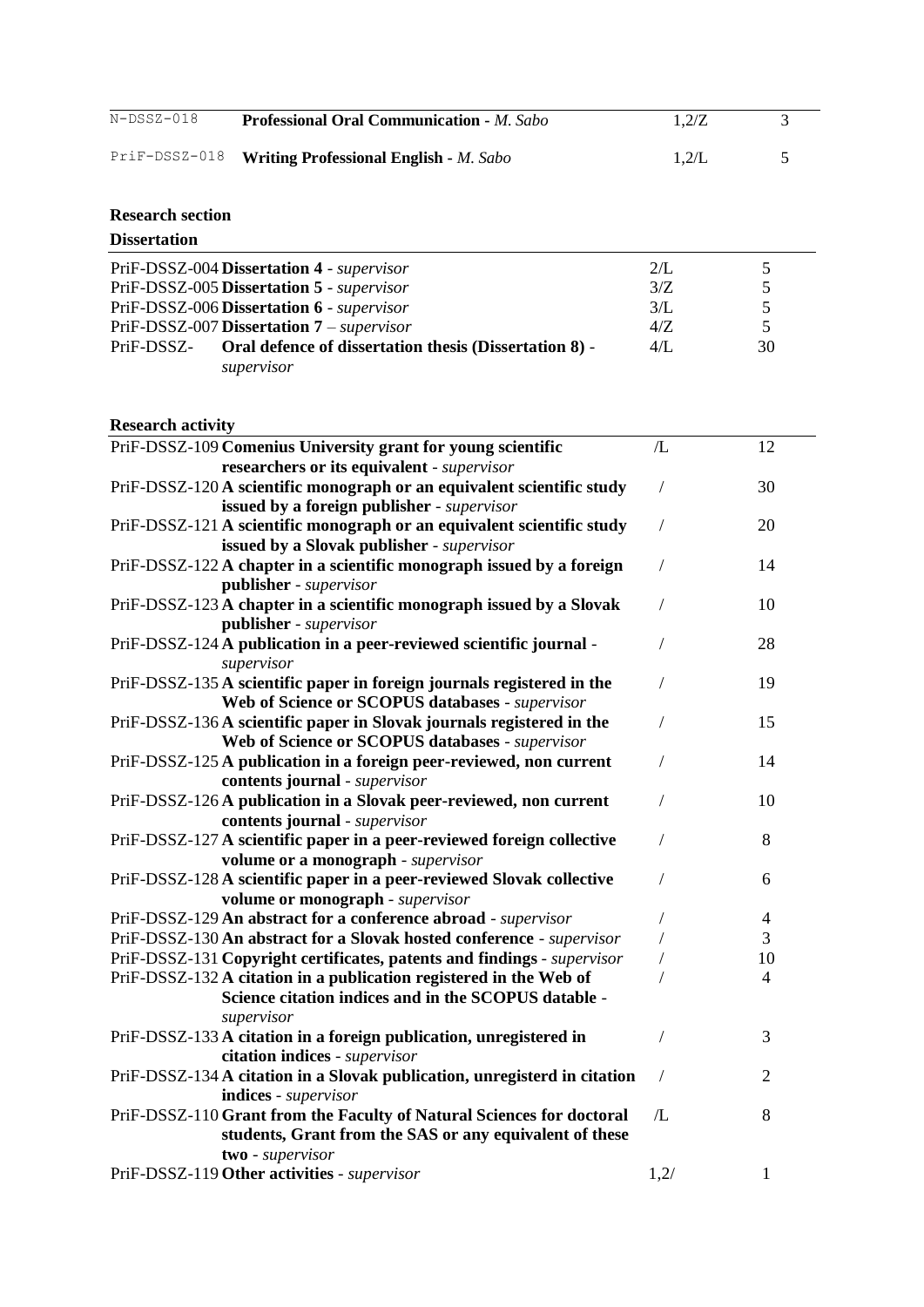| | | | |
|---|---|---|---|
| N-DSSZ-018 | **Professional Oral Communication** - *M. Sabo* | 1,2/Z | 3 |
| PriF-DSSZ-018 | **Writing Professional English** - *M. Sabo* | 1,2/L | 5 |

**Research section**

**Dissertation**

| | | | |
|---|---|---|---|
| PriF-DSSZ-004 | **Dissertation 4** - *supervisor* | 2/L | 5 |
| PriF-DSSZ-005 | **Dissertation 5** - *supervisor* | 3/Z | 5 |
| PriF-DSSZ-006 | **Dissertation 6** - *supervisor* | 3/L | 5 |
| PriF-DSSZ-007 | **Dissertation 7** – *supervisor* | 4/Z | 5 |
| PriF-DSSZ- | **Oral defence of dissertation thesis (Dissertation 8)** - *supervisor* | 4/L | 30 |

**Research activity**

| | | | |
|---|---|---|---|
| PriF-DSSZ-109 | **Comenius University grant for young scientific researchers or its equivalent** - *supervisor* | /L | 12 |
| PriF-DSSZ-120 | **A scientific monograph or an equivalent scientific study issued by a foreign publisher** - *supervisor* | / | 30 |
| PriF-DSSZ-121 | **A scientific monograph or an equivalent scientific study issued by a Slovak publisher** - *supervisor* | / | 20 |
| PriF-DSSZ-122 | **A chapter in a scientific monograph issued by a foreign publisher** - *supervisor* | / | 14 |
| PriF-DSSZ-123 | **A chapter in a scientific monograph issued by a Slovak publisher** - *supervisor* | / | 10 |
| PriF-DSSZ-124 | **A publication in a peer-reviewed scientific journal** - *supervisor* | / | 28 |
| PriF-DSSZ-135 | **A scientific paper in foreign journals registered in the Web of Science or SCOPUS databases** - *supervisor* | / | 19 |
| PriF-DSSZ-136 | **A scientific paper in Slovak journals registered in the Web of Science or SCOPUS databases** - *supervisor* | / | 15 |
| PriF-DSSZ-125 | **A publication in a foreign peer-reviewed, non current contents journal** - *supervisor* | / | 14 |
| PriF-DSSZ-126 | **A publication in a Slovak peer-reviewed, non current contents journal** - *supervisor* | / | 10 |
| PriF-DSSZ-127 | **A scientific paper in a peer-reviewed foreign collective volume or a monograph** - *supervisor* | / | 8 |
| PriF-DSSZ-128 | **A scientific paper in a peer-reviewed Slovak collective volume or monograph** - *supervisor* | / | 6 |
| PriF-DSSZ-129 | **An abstract for a conference abroad** - *supervisor* | / | 4 |
| PriF-DSSZ-130 | **An abstract for a Slovak hosted conference** - *supervisor* | / | 3 |
| PriF-DSSZ-131 | **Copyright certificates, patents and findings** - *supervisor* | / | 10 |
| PriF-DSSZ-132 | **A citation in a publication registered in the Web of Science citation indices and in the SCOPUS datable** - *supervisor* | / | 4 |
| PriF-DSSZ-133 | **A citation in a foreign publication, unregistered in citation indices** - *supervisor* | / | 3 |
| PriF-DSSZ-134 | **A citation in a Slovak publication, unregisterd in citation indices** - *supervisor* | / | 2 |
| PriF-DSSZ-110 | **Grant from the Faculty of Natural Sciences for doctoral students, Grant from the SAS or any equivalent of these two** - *supervisor* | /L | 8 |
| PriF-DSSZ-119 | **Other activities** - *supervisor* | 1,2/ | 1 |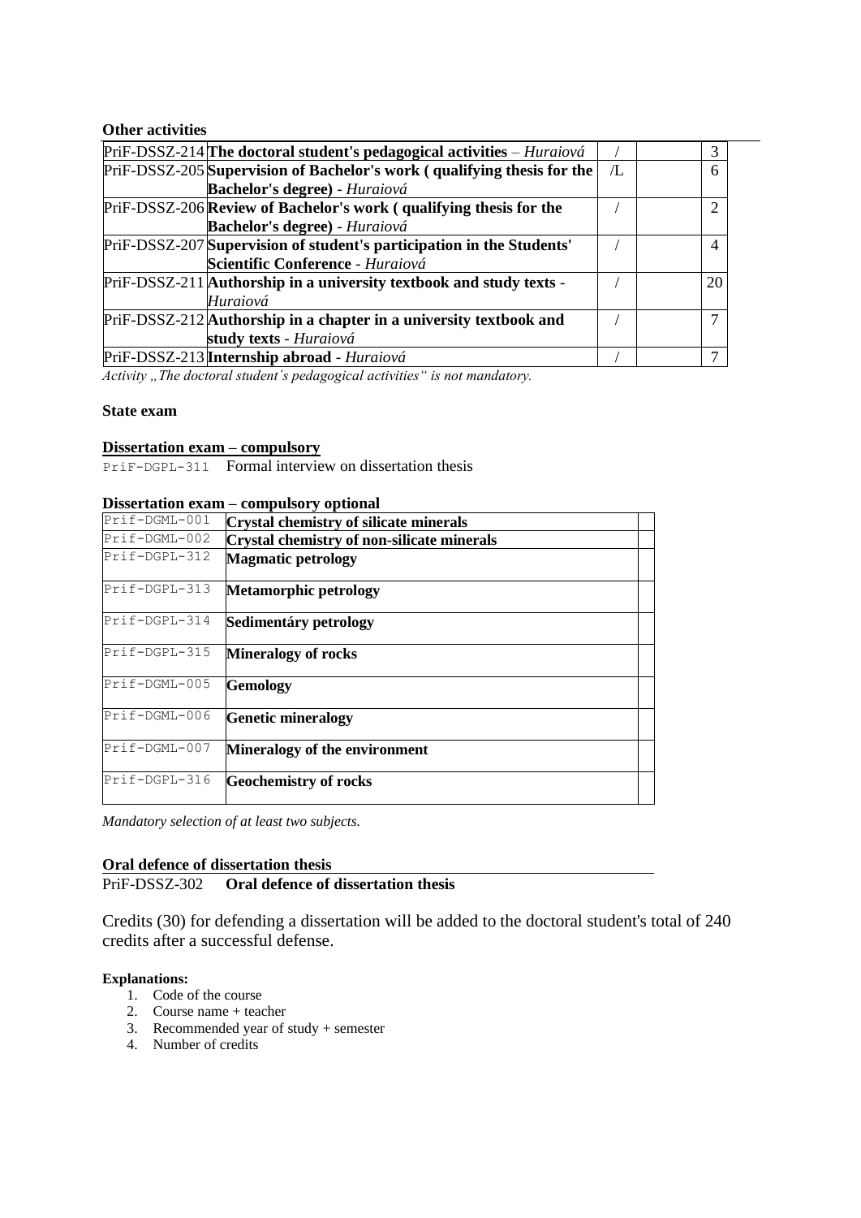**Other activities**

| | | | | |
|---|---|---|---|---|
| PriF-DSSZ-214 | **The doctoral student's pedagogical activities** – *Huraiová* | / | | 3 |
| PriF-DSSZ-205 | **Supervision of Bachelor's work ( qualifying thesis for the Bachelor's degree)** - *Huraiová* | /L | | 6 |
| PriF-DSSZ-206 | **Review of Bachelor's work ( qualifying thesis for the Bachelor's degree)** - *Huraiová* | / | | 2 |
| PriF-DSSZ-207 | **Supervision of student's participation in the Students' Scientific Conference** - *Huraiová* | / | | 4 |
| PriF-DSSZ-211 | **Authorship in a university textbook and study texts** - *Huraiová* | / | | 20 |
| PriF-DSSZ-212 | **Authorship in a chapter in a university textbook and study texts** - *Huraiová* | / | | 7 |
| PriF-DSSZ-213 | **Internship abroad** - *Huraiová* | / | | 7 |

*Activity „The doctoral student´s pedagogical activities" is not mandatory.*

**State exam**

**Dissertation exam – compulsory**

PriF-DGPL-311 Formal interview on dissertation thesis

**Dissertation exam – compulsory optional**

| | | |
|---|---|---|
| Prif-DGML-001 | **Crystal chemistry of silicate minerals** | |
| Prif-DGML-002 | **Crystal chemistry of non-silicate minerals** | |
| Prif-DGPL-312 | **Magmatic petrology** | |
| Prif-DGPL-313 | **Metamorphic petrology** | |
| Prif-DGPL-314 | **Sedimentáry petrology** | |
| Prif-DGPL-315 | **Mineralogy of rocks** | |
| Prif-DGML-005 | **Gemology** | |
| Prif-DGML-006 | **Genetic mineralogy** | |
| Prif-DGML-007 | **Mineralogy of the environment** | |
| Prif-DGPL-316 | **Geochemistry of rocks** | |

*Mandatory selection of at least two subjects.*

**Oral defence of dissertation thesis**

PriF-DSSZ-302 **Oral defence of dissertation thesis**

Credits (30) for defending a dissertation will be added to the doctoral student's total of 240 credits after a successful defense.

**Explanations:**

1. Code of the course
2. Course name + teacher
3. Recommended year of study + semester
4. Number of credits